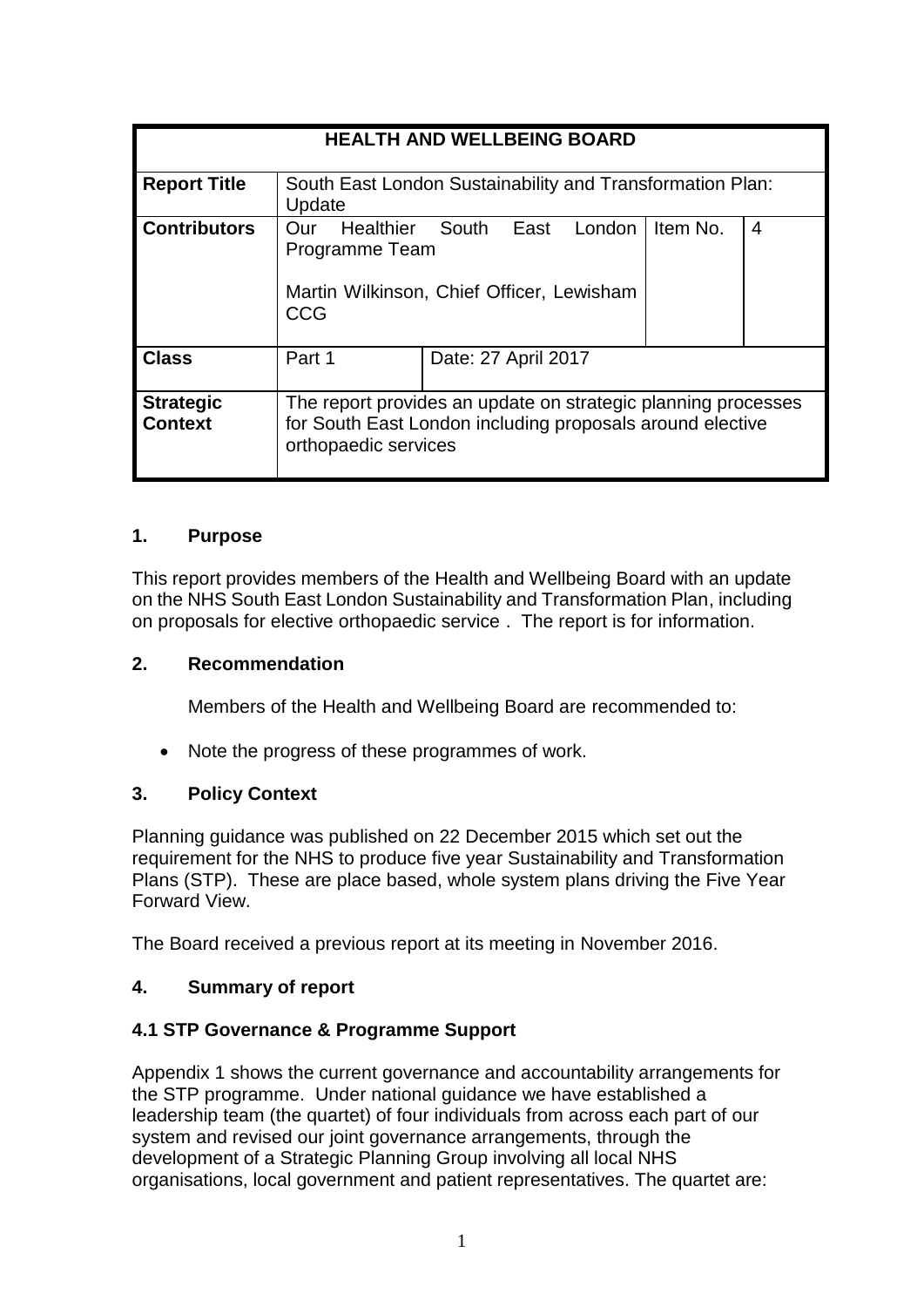| HEALTH AND WELLBEING BOARD | | | | |
|---|---|---|---|---|
| **Report Title** | South East London Sustainability and Transformation Plan: Update | | | |
| **Contributors** | Our Healthier South East London Programme Team<br><br>Martin Wilkinson, Chief Officer, Lewisham CCG | | Item No. | 4 |
| **Class** | Part 1 | Date: 27 April 2017 | | |
| **Strategic Context** | The report provides an update on strategic planning processes for South East London including proposals around elective orthopaedic services | | | |

## 1. Purpose

This report provides members of the Health and Wellbeing Board with an update on the NHS South East London Sustainability and Transformation Plan, including on proposals for elective orthopaedic service . The report is for information.

## 2. Recommendation

Members of the Health and Wellbeing Board are recommended to:

- Note the progress of these programmes of work.

## 3. Policy Context

Planning guidance was published on 22 December 2015 which set out the requirement for the NHS to produce five year Sustainability and Transformation Plans (STP). These are place based, whole system plans driving the Five Year Forward View.

The Board received a previous report at its meeting in November 2016.

## 4. Summary of report

### 4.1 STP Governance & Programme Support

Appendix 1 shows the current governance and accountability arrangements for the STP programme. Under national guidance we have established a leadership team (the quartet) of four individuals from across each part of our system and revised our joint governance arrangements, through the development of a Strategic Planning Group involving all local NHS organisations, local government and patient representatives. The quartet are: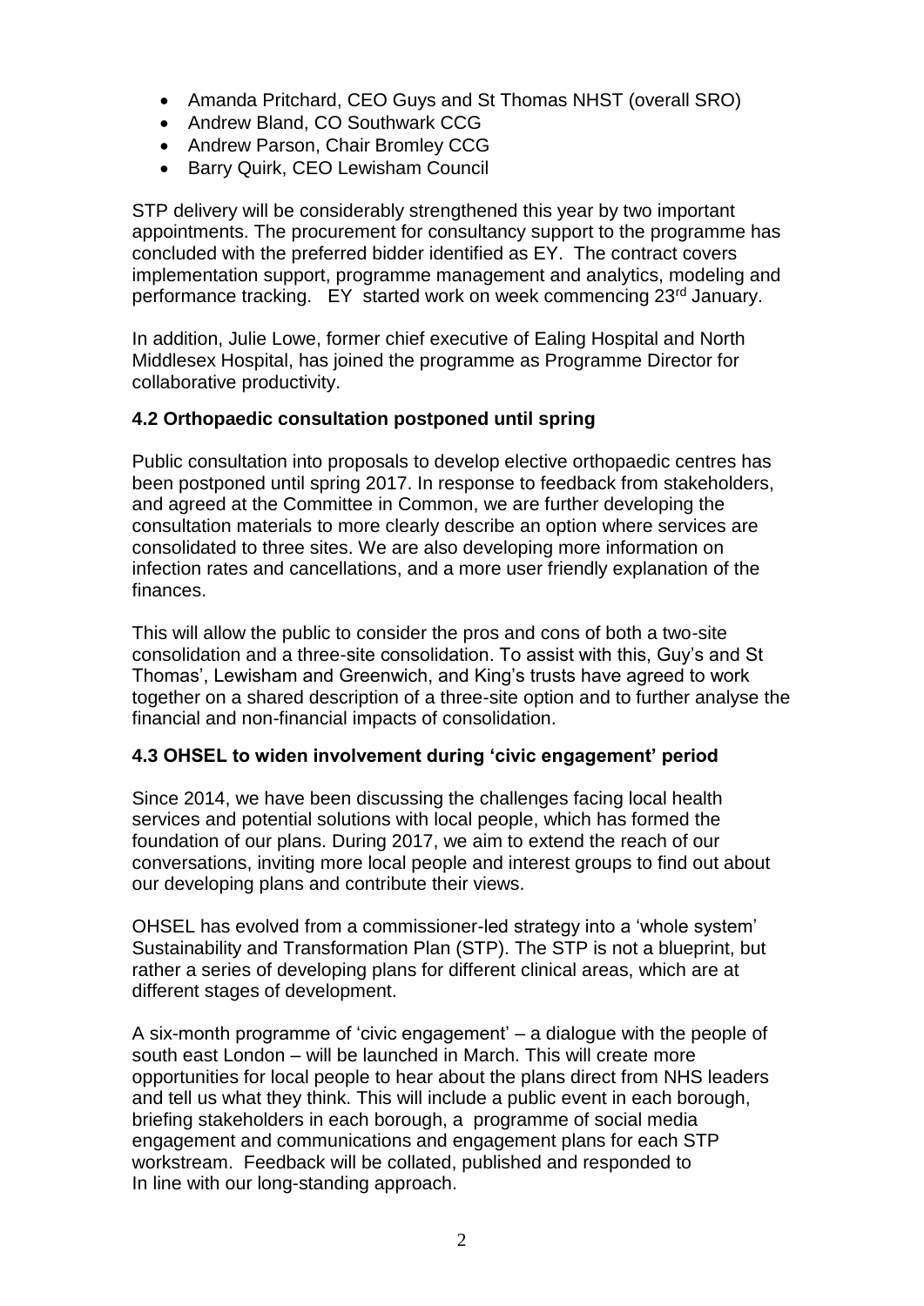- Amanda Pritchard, CEO Guys and St Thomas NHST (overall SRO)
- Andrew Bland, CO Southwark CCG
- Andrew Parson, Chair Bromley CCG
- Barry Quirk, CEO Lewisham Council

STP delivery will be considerably strengthened this year by two important appointments. The procurement for consultancy support to the programme has concluded with the preferred bidder identified as EY. The contract covers implementation support, programme management and analytics, modeling and performance tracking. EY started work on week commencing 23rd January.

In addition, Julie Lowe, former chief executive of Ealing Hospital and North Middlesex Hospital, has joined the programme as Programme Director for collaborative productivity.

### 4.2 Orthopaedic consultation postponed until spring

Public consultation into proposals to develop elective orthopaedic centres has been postponed until spring 2017. In response to feedback from stakeholders, and agreed at the Committee in Common, we are further developing the consultation materials to more clearly describe an option where services are consolidated to three sites. We are also developing more information on infection rates and cancellations, and a more user friendly explanation of the finances.

This will allow the public to consider the pros and cons of both a two-site consolidation and a three-site consolidation. To assist with this, Guy's and St Thomas', Lewisham and Greenwich, and King's trusts have agreed to work together on a shared description of a three-site option and to further analyse the financial and non-financial impacts of consolidation.

### 4.3 OHSEL to widen involvement during 'civic engagement' period

Since 2014, we have been discussing the challenges facing local health services and potential solutions with local people, which has formed the foundation of our plans. During 2017, we aim to extend the reach of our conversations, inviting more local people and interest groups to find out about our developing plans and contribute their views.

OHSEL has evolved from a commissioner-led strategy into a 'whole system' Sustainability and Transformation Plan (STP). The STP is not a blueprint, but rather a series of developing plans for different clinical areas, which are at different stages of development.

A six-month programme of 'civic engagement' – a dialogue with the people of south east London – will be launched in March. This will create more opportunities for local people to hear about the plans direct from NHS leaders and tell us what they think. This will include a public event in each borough, briefing stakeholders in each borough, a programme of social media engagement and communications and engagement plans for each STP workstream. Feedback will be collated, published and responded to In line with our long-standing approach.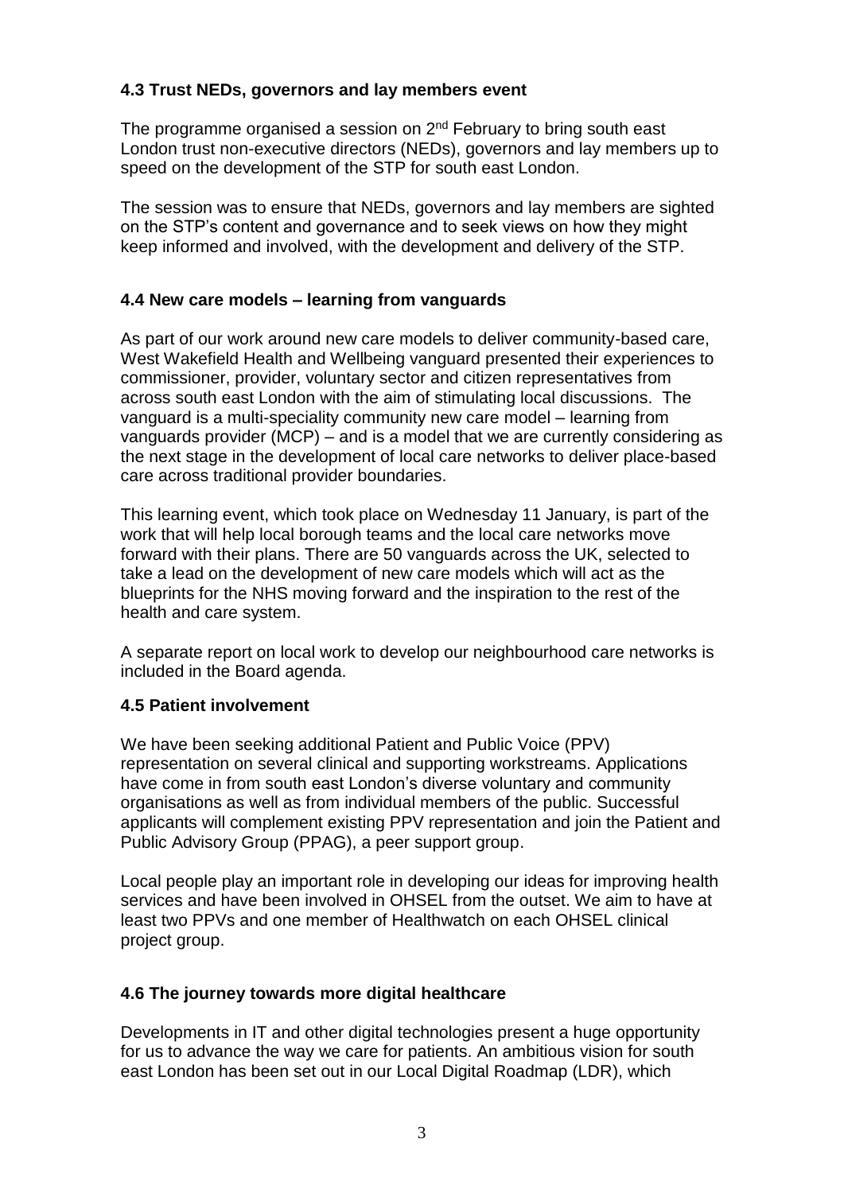### 4.3 Trust NEDs, governors and lay members event

The programme organised a session on 2nd February to bring south east London trust non-executive directors (NEDs), governors and lay members up to speed on the development of the STP for south east London.

The session was to ensure that NEDs, governors and lay members are sighted on the STP's content and governance and to seek views on how they might keep informed and involved, with the development and delivery of the STP.

### 4.4 New care models – learning from vanguards

As part of our work around new care models to deliver community-based care, West Wakefield Health and Wellbeing vanguard presented their experiences to commissioner, provider, voluntary sector and citizen representatives from across south east London with the aim of stimulating local discussions. The vanguard is a multi-speciality community new care model – learning from vanguards provider (MCP) – and is a model that we are currently considering as the next stage in the development of local care networks to deliver place-based care across traditional provider boundaries.

This learning event, which took place on Wednesday 11 January, is part of the work that will help local borough teams and the local care networks move forward with their plans. There are 50 vanguards across the UK, selected to take a lead on the development of new care models which will act as the blueprints for the NHS moving forward and the inspiration to the rest of the health and care system.

A separate report on local work to develop our neighbourhood care networks is included in the Board agenda.

### 4.5 Patient involvement

We have been seeking additional Patient and Public Voice (PPV) representation on several clinical and supporting workstreams. Applications have come in from south east London's diverse voluntary and community organisations as well as from individual members of the public. Successful applicants will complement existing PPV representation and join the Patient and Public Advisory Group (PPAG), a peer support group.

Local people play an important role in developing our ideas for improving health services and have been involved in OHSEL from the outset. We aim to have at least two PPVs and one member of Healthwatch on each OHSEL clinical project group.

### 4.6 The journey towards more digital healthcare

Developments in IT and other digital technologies present a huge opportunity for us to advance the way we care for patients. An ambitious vision for south east London has been set out in our Local Digital Roadmap (LDR), which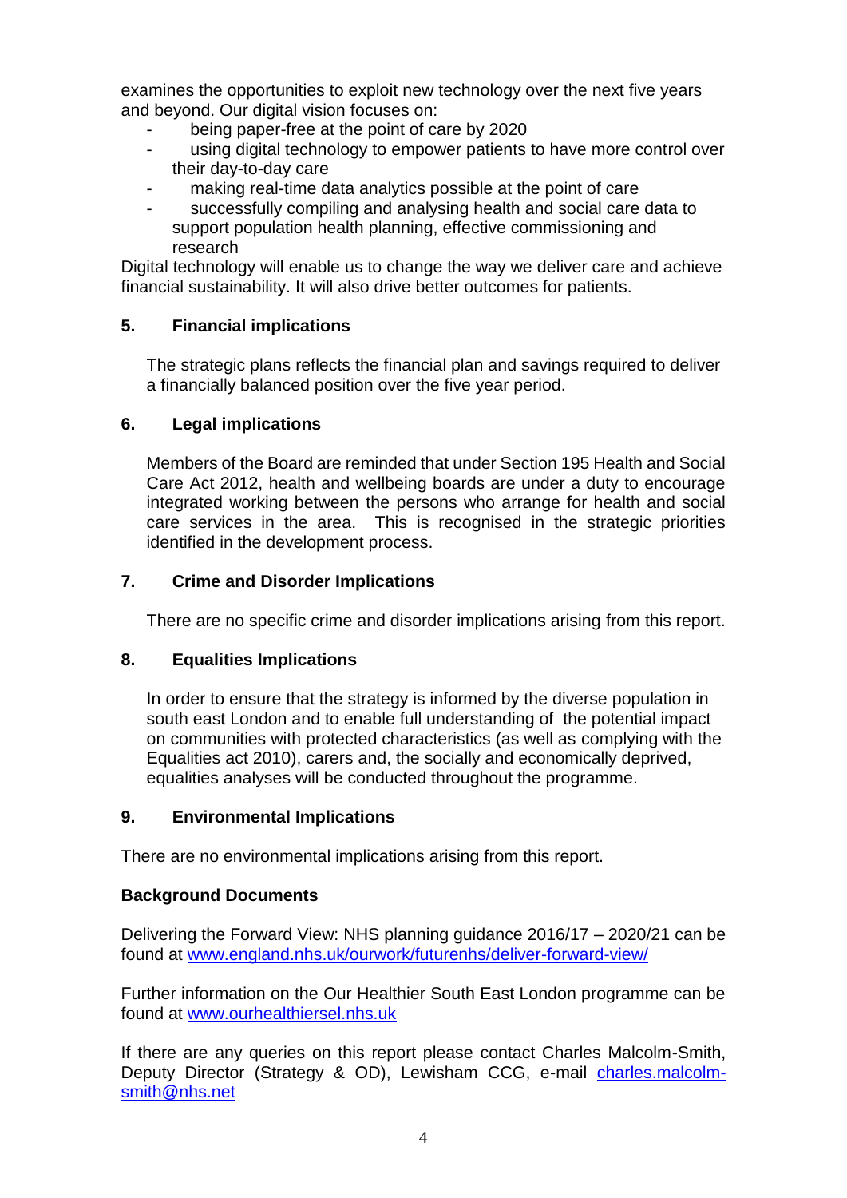examines the opportunities to exploit new technology over the next five years and beyond. Our digital vision focuses on:

- being paper-free at the point of care by 2020
- using digital technology to empower patients to have more control over their day-to-day care
- making real-time data analytics possible at the point of care
- successfully compiling and analysing health and social care data to support population health planning, effective commissioning and research

Digital technology will enable us to change the way we deliver care and achieve financial sustainability. It will also drive better outcomes for patients.

## 5. Financial implications

The strategic plans reflects the financial plan and savings required to deliver a financially balanced position over the five year period.

## 6. Legal implications

Members of the Board are reminded that under Section 195 Health and Social Care Act 2012, health and wellbeing boards are under a duty to encourage integrated working between the persons who arrange for health and social care services in the area. This is recognised in the strategic priorities identified in the development process.

## 7. Crime and Disorder Implications

There are no specific crime and disorder implications arising from this report.

## 8. Equalities Implications

In order to ensure that the strategy is informed by the diverse population in south east London and to enable full understanding of the potential impact on communities with protected characteristics (as well as complying with the Equalities act 2010), carers and, the socially and economically deprived, equalities analyses will be conducted throughout the programme.

## 9. Environmental Implications

There are no environmental implications arising from this report.

## Background Documents

Delivering the Forward View: NHS planning guidance 2016/17 – 2020/21 can be found at www.england.nhs.uk/ourwork/futurenhs/deliver-forward-view/

Further information on the Our Healthier South East London programme can be found at www.ourhealthiersel.nhs.uk

If there are any queries on this report please contact Charles Malcolm-Smith, Deputy Director (Strategy & OD), Lewisham CCG, e-mail charles.malcolm-smith@nhs.net